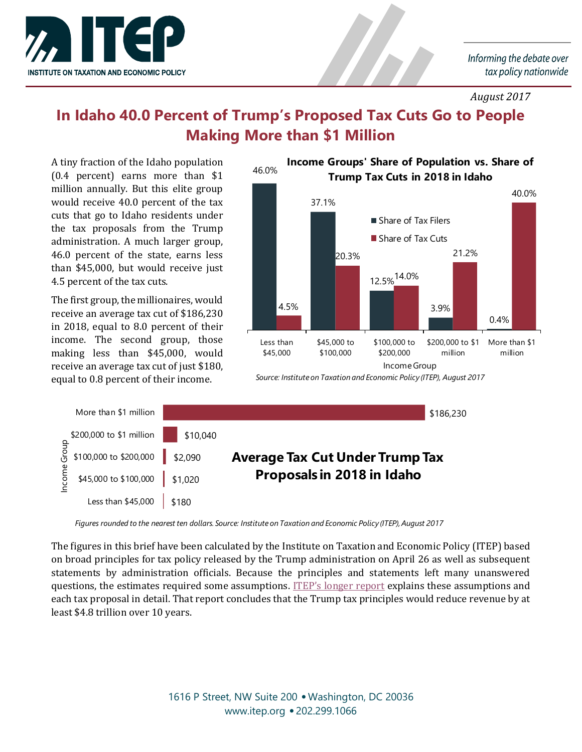August 2017

# In Idaho 40.0 Percent of Trump's Proposed Tax Cuts Go to People Making More than $1 Million

A tiny fraction of the Idaho population (0.4 percent) earns more than $1 million annually. But this elite group would receive 40.0 percent of the tax cuts that go to Idaho residents under the tax proposals from the Trump administration. A much larger group, 46.0 percent of the state, earns less than $45,000, but would receive just 4.5 percent of the tax cuts.

The first group, the millionaires, would receive an average tax cut of $186,230 in 2018, equal to 8.0 percent of their income. The second group, those making less than $45,000, would receive an average tax cut of just $180, equal to 0.8 percent of their income.

**Income Groups' Share of Population vs. Share of Trump Tax Cuts in 2018 in Idaho**

| Income Group | Share of Tax Filers | Share of Tax Cuts |
|---|---|---|
| Less than $45,000 | 46.0% | 4.5% |
| $45,000 to $100,000 | 37.1% | 20.3% |
| $100,000 to $200,000 | 12.5% | 14.0% |
| $200,000 to $1 million | 3.9% | 21.2% |
| More than $1 million | 0.4% | 40.0% |

*Source: Institute on Taxation and Economic Policy (ITEP), August 2017*

**Average Tax Cut Under Trump Tax Proposals in 2018 in Idaho**

| Income Group | Average Tax Cut |
|---|---|
| More than $1 million | $186,230 |
| $200,000 to $1 million | $10,040 |
| $100,000 to $200,000 | $2,090 |
| $45,000 to $100,000 | $1,020 |
| Less than $45,000 | $180 |

*Figures rounded to the nearest ten dollars. Source: Institute on Taxation and Economic Policy (ITEP), August 2017*

The figures in this brief have been calculated by the Institute on Taxation and Economic Policy (ITEP) based on broad principles for tax policy released by the Trump administration on April 26 as well as subsequent statements by administration officials. Because the principles and statements left many unanswered questions, the estimates required some assumptions. ITEP's longer report explains these assumptions and each tax proposal in detail. That report concludes that the Trump tax principles would reduce revenue by at least $4.8 trillion over 10 years.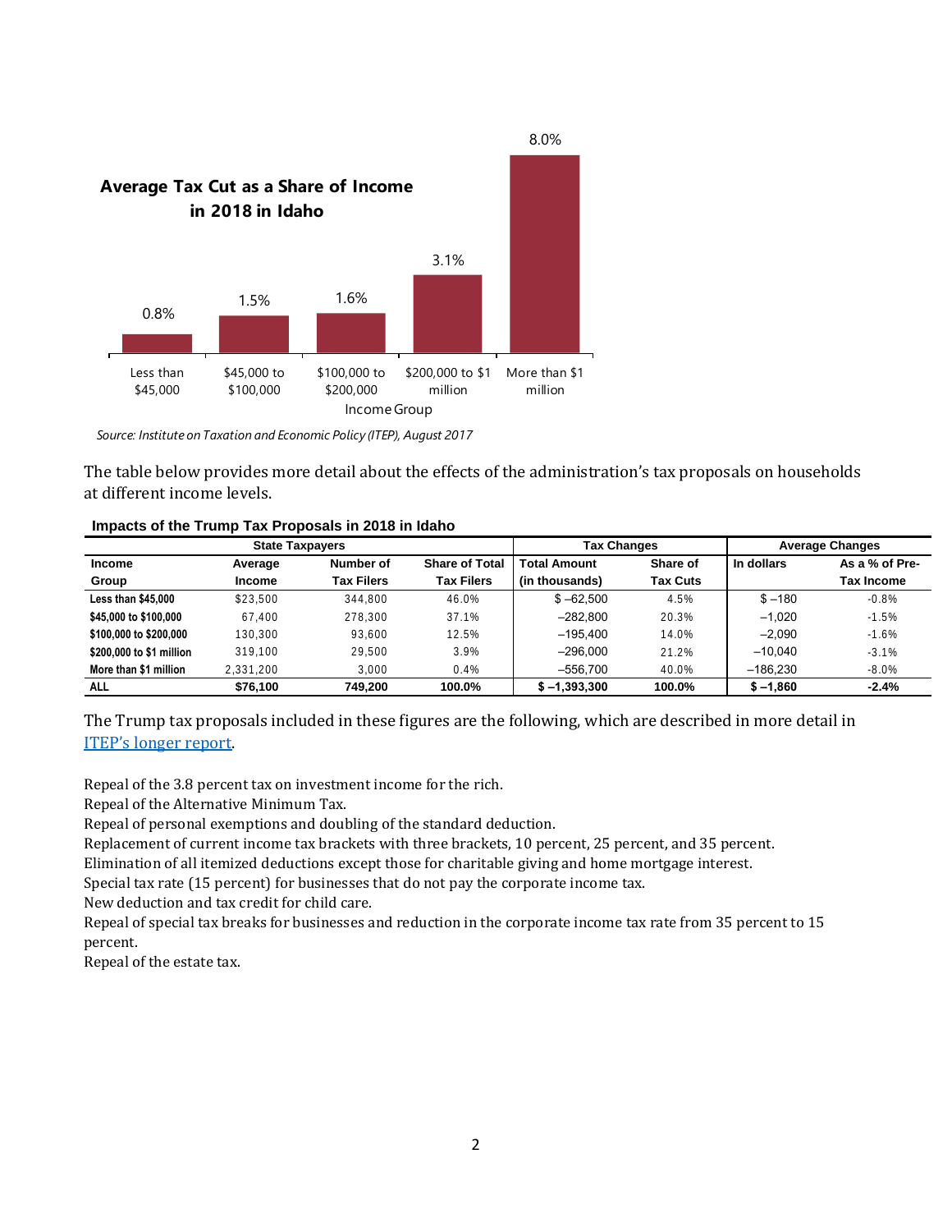**Average Tax Cut as a Share of Income in 2018 in Idaho**

8.0%
3.1%
1.5%
1.6%
0.8%

Less than $45,000
$45,000 to $100,000
$100,000 to $200,000
$200,000 to $1 million
More than $1 million

Income Group

*Source: Institute on Taxation and Economic Policy (ITEP), August 2017*

The table below provides more detail about the effects of the administration's tax proposals on households at different income levels.

**Impacts of the Trump Tax Proposals in 2018 in Idaho**

| State Taxpayers | | | | Tax Changes | | Average Changes | |
|---|---|---|---|---|---|---|---|
| Income Group | Average Income | Number of Tax Filers | Share of Total Tax Filers | Total Amount (in thousands) | Share of Tax Cuts | In dollars | As a % of Pre-Tax Income |
| Less than $45,000 | $23,500 | 344,800 | 46.0% | $ –62,500 | 4.5% | $ –180 | -0.8% |
| $45,000 to $100,000 | 67,400 | 278,300 | 37.1% | –282,800 | 20.3% | –1,020 | -1.5% |
| $100,000 to $200,000 | 130,300 | 93,600 | 12.5% | –195,400 | 14.0% | –2,090 | -1.6% |
| $200,000 to $1 million | 319,100 | 29,500 | 3.9% | –296,000 | 21.2% | –10,040 | -3.1% |
| More than $1 million | 2,331,200 | 3,000 | 0.4% | –556,700 | 40.0% | –186,230 | -8.0% |
| **ALL** | **$76,100** | **749,200** | **100.0%** | **$ –1,393,300** | **100.0%** | **$ –1,860** | **-2.4%** |

The Trump tax proposals included in these figures are the following, which are described in more detail in [ITEP's longer report](ITEP's longer report).

Repeal of the 3.8 percent tax on investment income for the rich.
Repeal of the Alternative Minimum Tax.
Repeal of personal exemptions and doubling of the standard deduction.
Replacement of current income tax brackets with three brackets, 10 percent, 25 percent, and 35 percent.
Elimination of all itemized deductions except those for charitable giving and home mortgage interest.
Special tax rate (15 percent) for businesses that do not pay the corporate income tax.
New deduction and tax credit for child care.
Repeal of special tax breaks for businesses and reduction in the corporate income tax rate from 35 percent to 15 percent.
Repeal of the estate tax.